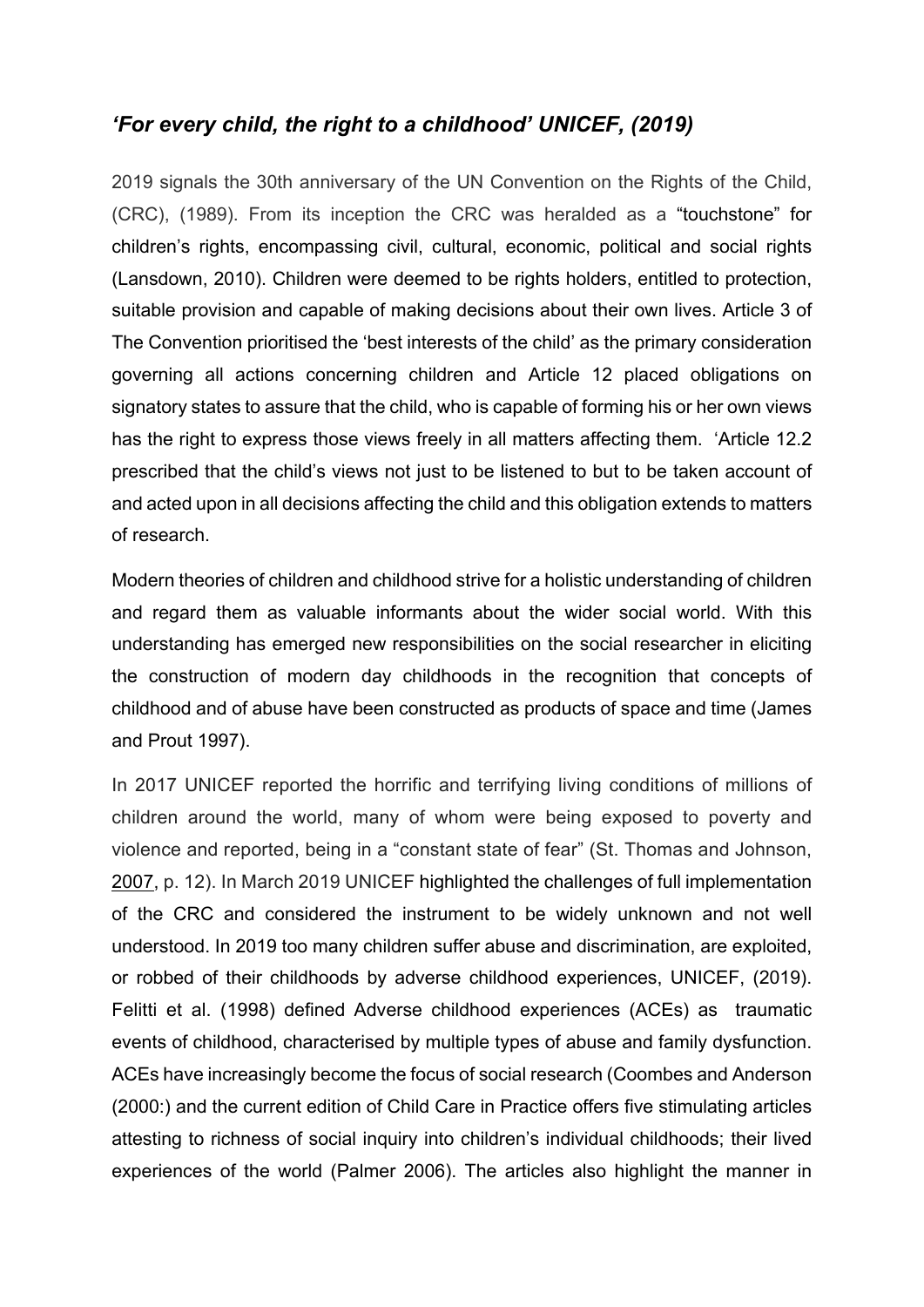## *'For every child, the right to a childhood' UNICEF, (2019)*

2019 signals the 30th anniversary of the UN Convention on the Rights of the Child, (CRC), (1989). From its inception the CRC was heralded as a "touchstone" for children's rights, encompassing civil, cultural, economic, political and social rights (Lansdown, 2010). Children were deemed to be rights holders, entitled to protection, suitable provision and capable of making decisions about their own lives. Article 3 of The Convention prioritised the 'best interests of the child' as the primary consideration governing all actions concerning children and Article 12 placed obligations on signatory states to assure that the child, who is capable of forming his or her own views has the right to express those views freely in all matters affecting them. 'Article 12.2 prescribed that the child's views not just to be listened to but to be taken account of and acted upon in all decisions affecting the child and this obligation extends to matters of research.

Modern theories of children and childhood strive for a holistic understanding of children and regard them as valuable informants about the wider social world. With this understanding has emerged new responsibilities on the social researcher in eliciting the construction of modern day childhoods in the recognition that concepts of childhood and of abuse have been constructed as products of space and time (James and Prout 1997).

In 2017 UNICEF reported the horrific and terrifying living conditions of millions of children around the world, many of whom were being exposed to poverty and violence and reported, being in a "constant state of fear" (St. Thomas and Johnson, 2007, p. 12). In March 2019 UNICEF highlighted the challenges of full implementation of the CRC and considered the instrument to be widely unknown and not well understood. In 2019 too many children suffer abuse and discrimination, are exploited, or robbed of their childhoods by adverse childhood experiences, UNICEF, (2019). Felitti et al. (1998) defined Adverse childhood experiences (ACEs) as traumatic events of childhood, characterised by multiple types of abuse and family dysfunction. ACEs have increasingly become the focus of social research (Coombes and Anderson (2000:) and the current edition of Child Care in Practice offers five stimulating articles attesting to richness of social inquiry into children's individual childhoods; their lived experiences of the world (Palmer 2006). The articles also highlight the manner in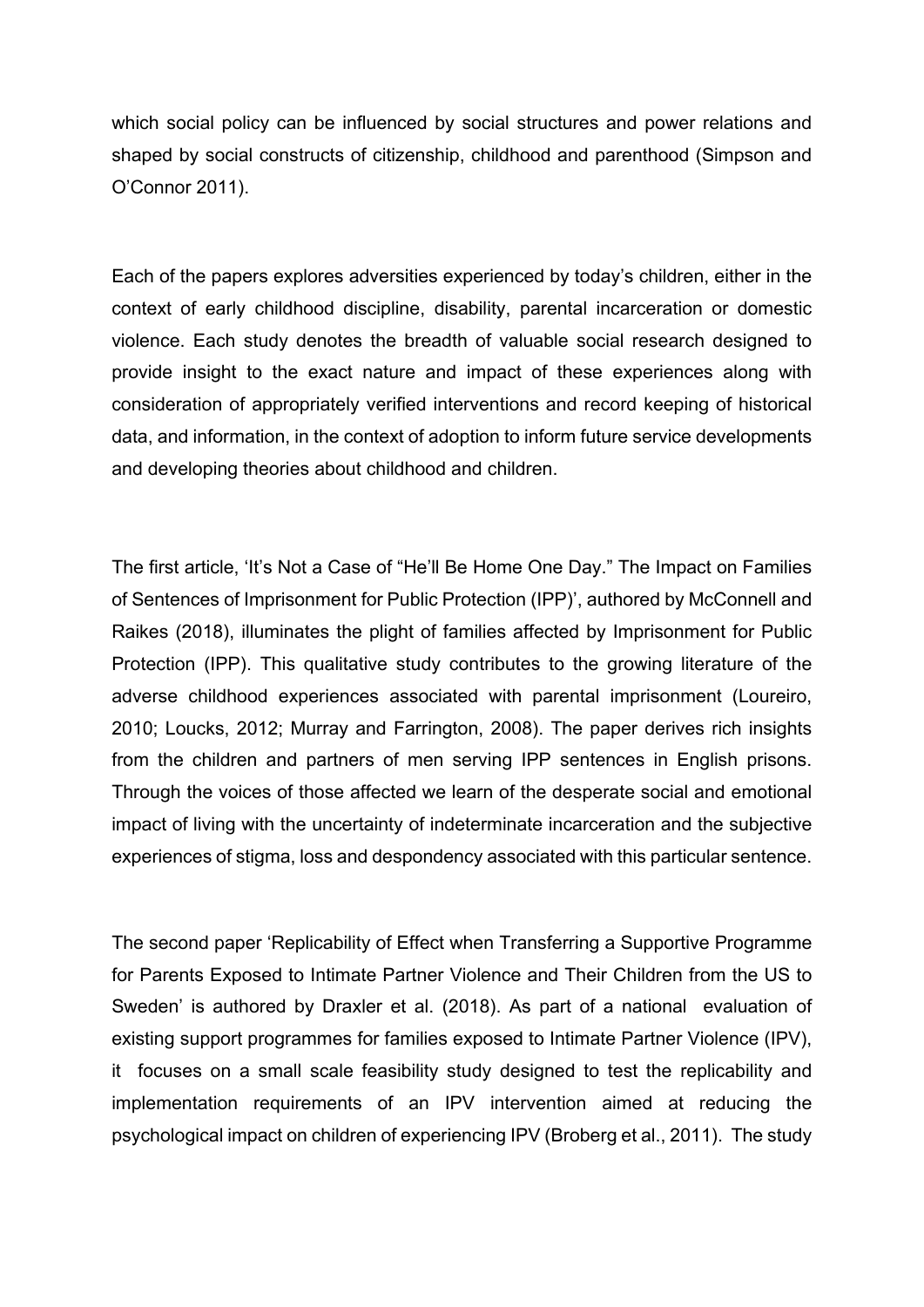which social policy can be influenced by social structures and power relations and shaped by social constructs of citizenship, childhood and parenthood (Simpson and O'Connor 2011).

Each of the papers explores adversities experienced by today's children, either in the context of early childhood discipline, disability, parental incarceration or domestic violence. Each study denotes the breadth of valuable social research designed to provide insight to the exact nature and impact of these experiences along with consideration of appropriately verified interventions and record keeping of historical data, and information, in the context of adoption to inform future service developments and developing theories about childhood and children.

The first article, 'It's Not a Case of "He'll Be Home One Day." The Impact on Families of Sentences of Imprisonment for Public Protection (IPP)', authored by McConnell and Raikes (2018), illuminates the plight of families affected by Imprisonment for Public Protection (IPP). This qualitative study contributes to the growing literature of the adverse childhood experiences associated with parental imprisonment (Loureiro, 2010; Loucks, 2012; Murray and Farrington, 2008). The paper derives rich insights from the children and partners of men serving IPP sentences in English prisons. Through the voices of those affected we learn of the desperate social and emotional impact of living with the uncertainty of indeterminate incarceration and the subjective experiences of stigma, loss and despondency associated with this particular sentence.

The second paper 'Replicability of Effect when Transferring a Supportive Programme for Parents Exposed to Intimate Partner Violence and Their Children from the US to Sweden' is authored by Draxler et al. (2018). As part of a national evaluation of existing support programmes for families exposed to Intimate Partner Violence (IPV), it focuses on a small scale feasibility study designed to test the replicability and implementation requirements of an IPV intervention aimed at reducing the psychological impact on children of experiencing IPV (Broberg et al., 2011). The study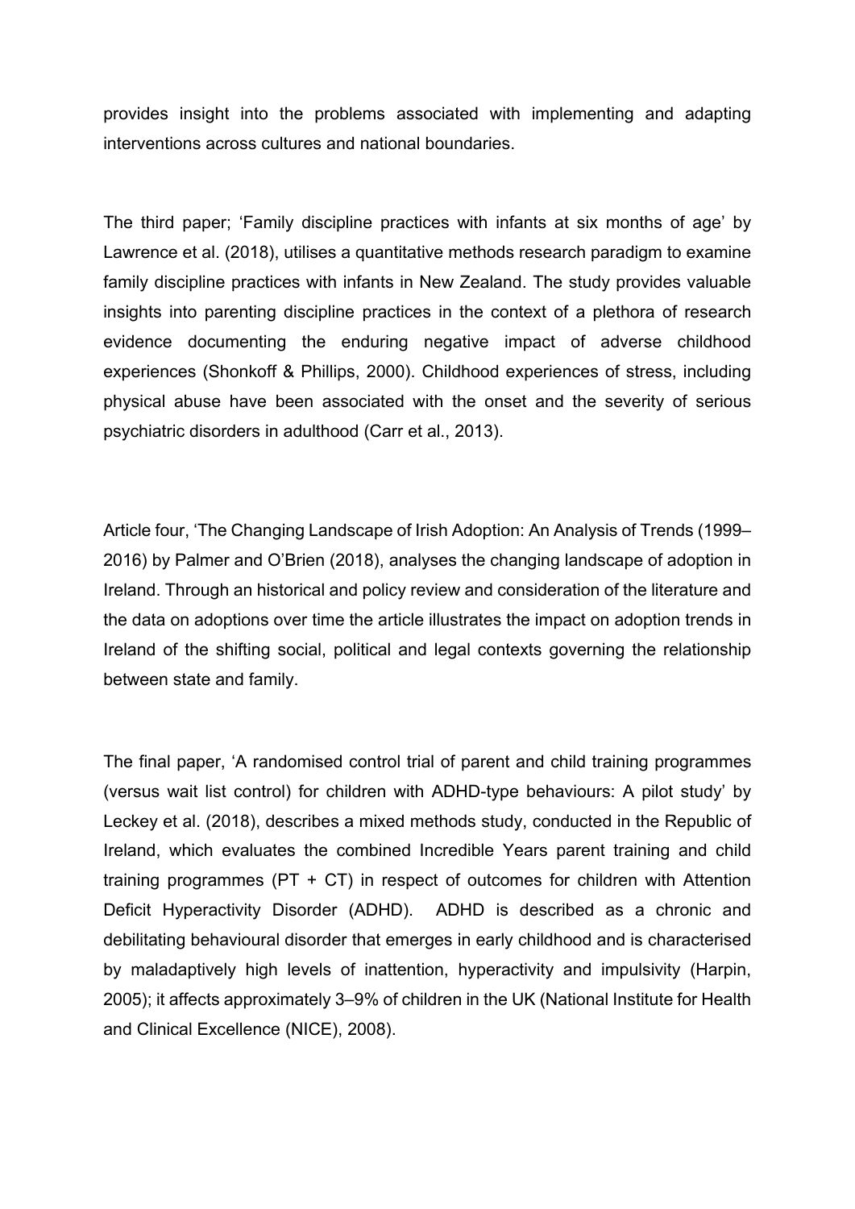provides insight into the problems associated with implementing and adapting interventions across cultures and national boundaries.

The third paper; 'Family discipline practices with infants at six months of age' by Lawrence et al. (2018), utilises a quantitative methods research paradigm to examine family discipline practices with infants in New Zealand. The study provides valuable insights into parenting discipline practices in the context of a plethora of research evidence documenting the enduring negative impact of adverse childhood experiences (Shonkoff & Phillips, 2000). Childhood experiences of stress, including physical abuse have been associated with the onset and the severity of serious psychiatric disorders in adulthood (Carr et al., 2013).

Article four, 'The Changing Landscape of Irish Adoption: An Analysis of Trends (1999–2016) by Palmer and O'Brien (2018), analyses the changing landscape of adoption in Ireland. Through an historical and policy review and consideration of the literature and the data on adoptions over time the article illustrates the impact on adoption trends in Ireland of the shifting social, political and legal contexts governing the relationship between state and family.

The final paper, 'A randomised control trial of parent and child training programmes (versus wait list control) for children with ADHD-type behaviours: A pilot study' by Leckey et al. (2018), describes a mixed methods study, conducted in the Republic of Ireland, which evaluates the combined Incredible Years parent training and child training programmes (PT + CT) in respect of outcomes for children with Attention Deficit Hyperactivity Disorder (ADHD). ADHD is described as a chronic and debilitating behavioural disorder that emerges in early childhood and is characterised by maladaptively high levels of inattention, hyperactivity and impulsivity (Harpin, 2005); it affects approximately 3–9% of children in the UK (National Institute for Health and Clinical Excellence (NICE), 2008).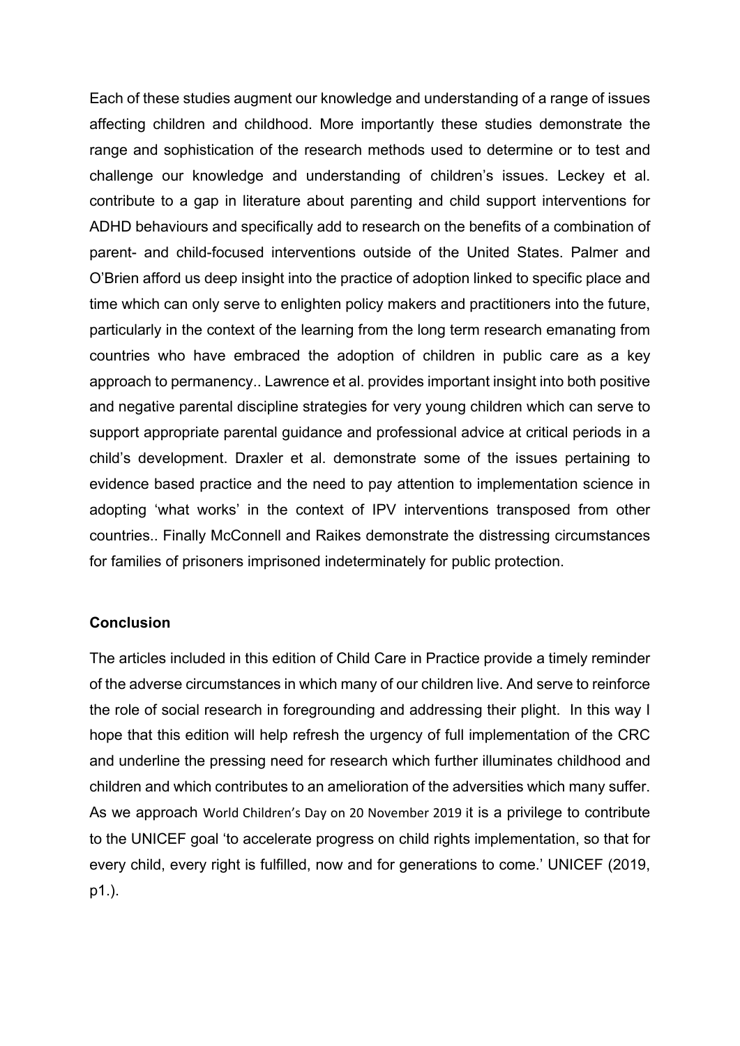Each of these studies augment our knowledge and understanding of a range of issues affecting children and childhood. More importantly these studies demonstrate the range and sophistication of the research methods used to determine or to test and challenge our knowledge and understanding of children's issues. Leckey et al. contribute to a gap in literature about parenting and child support interventions for ADHD behaviours and specifically add to research on the benefits of a combination of parent- and child-focused interventions outside of the United States. Palmer and O'Brien afford us deep insight into the practice of adoption linked to specific place and time which can only serve to enlighten policy makers and practitioners into the future, particularly in the context of the learning from the long term research emanating from countries who have embraced the adoption of children in public care as a key approach to permanency.. Lawrence et al. provides important insight into both positive and negative parental discipline strategies for very young children which can serve to support appropriate parental guidance and professional advice at critical periods in a child's development. Draxler et al. demonstrate some of the issues pertaining to evidence based practice and the need to pay attention to implementation science in adopting 'what works' in the context of IPV interventions transposed from other countries.. Finally McConnell and Raikes demonstrate the distressing circumstances for families of prisoners imprisoned indeterminately for public protection.

**Conclusion**

The articles included in this edition of Child Care in Practice provide a timely reminder of the adverse circumstances in which many of our children live. And serve to reinforce the role of social research in foregrounding and addressing their plight. In this way I hope that this edition will help refresh the urgency of full implementation of the CRC and underline the pressing need for research which further illuminates childhood and children and which contributes to an amelioration of the adversities which many suffer. As we approach World Children's Day on 20 November 2019 it is a privilege to contribute to the UNICEF goal 'to accelerate progress on child rights implementation, so that for every child, every right is fulfilled, now and for generations to come.' UNICEF (2019, p1.).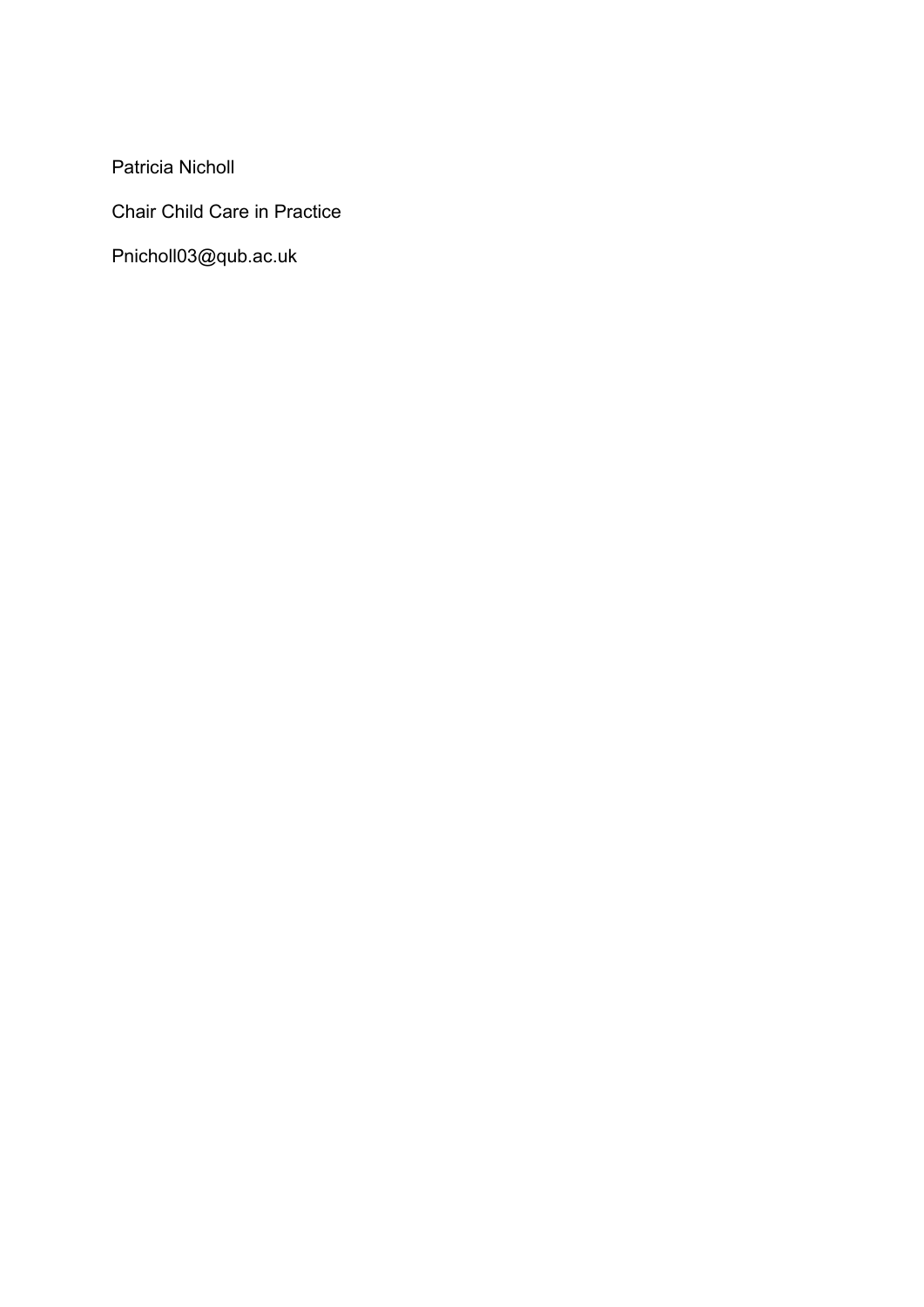Patricia Nicholl

Chair Child Care in Practice

Pnicholl03@qub.ac.uk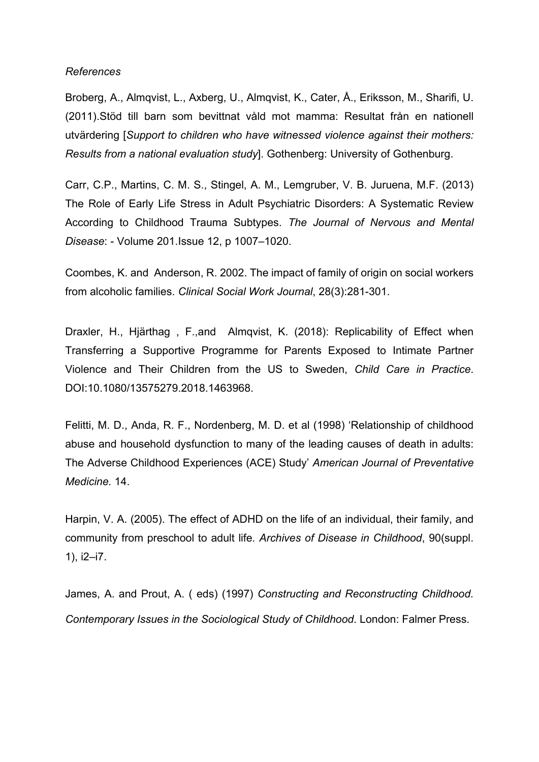*References*

Broberg, A., Almqvist, L., Axberg, U., Almqvist, K., Cater, Å., Eriksson, M., Sharifi, U. (2011).Stöd till barn som bevittnat våld mot mamma: Resultat från en nationell utvärdering [*Support to children who have witnessed violence against their mothers: Results from a national evaluation study*]. Gothenberg: University of Gothenburg.

Carr, C.P., Martins, C. M. S., Stingel, A. M., Lemgruber, V. B. Juruena, M.F. (2013) The Role of Early Life Stress in Adult Psychiatric Disorders: A Systematic Review According to Childhood Trauma Subtypes. *The Journal of Nervous and Mental Disease*: - Volume 201.Issue 12, p 1007–1020.

Coombes, K. and Anderson, R. 2002. The impact of family of origin on social workers from alcoholic families. *Clinical Social Work Journal*, 28(3):281-301.

Draxler, H., Hjärthag , F.,and Almqvist, K. (2018): Replicability of Effect when Transferring a Supportive Programme for Parents Exposed to Intimate Partner Violence and Their Children from the US to Sweden, *Child Care in Practice*. DOI:10.1080/13575279.2018.1463968.

Felitti, M. D., Anda, R. F., Nordenberg, M. D. et al (1998) 'Relationship of childhood abuse and household dysfunction to many of the leading causes of death in adults: The Adverse Childhood Experiences (ACE) Study' *American Journal of Preventative Medicine.* 14.

Harpin, V. A. (2005). The effect of ADHD on the life of an individual, their family, and community from preschool to adult life*. Archives of Disease in Childhood*, 90(suppl. 1), i2–i7.

James, A. and Prout, A. ( eds) (1997) *Constructing and Reconstructing Childhood. Contemporary Issues in the Sociological Study of Childhood*. London: Falmer Press.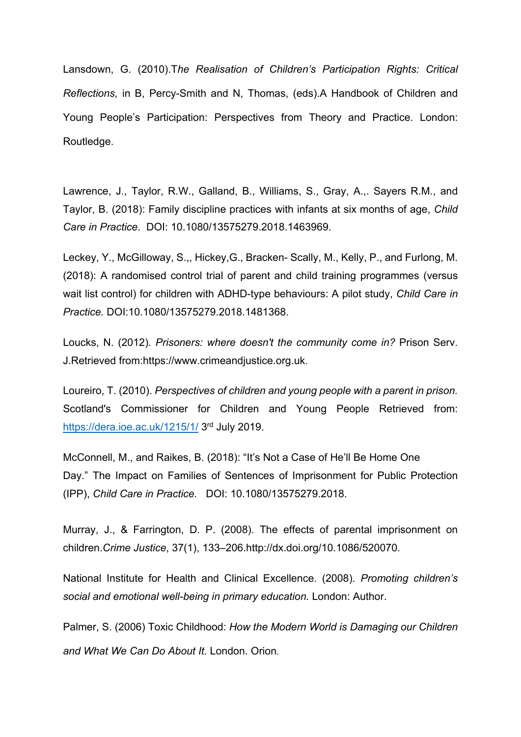Lansdown, G. (2010).T*he Realisation of Children's Participation Rights: Critical Reflections,* in B, Percy-Smith and N, Thomas, (eds).A Handbook of Children and Young People's Participation: Perspectives from Theory and Practice. London: Routledge.

Lawrence, J., Taylor, R.W., Galland, B., Williams, S., Gray, A.,. Sayers R.M., and Taylor, B. (2018): Family discipline practices with infants at six months of age, *Child Care in Practice*. DOI: 10.1080/13575279.2018.1463969.

Leckey, Y., McGilloway, S.,, Hickey,G., Bracken- Scally, M., Kelly, P., and Furlong, M. (2018): A randomised control trial of parent and child training programmes (versus wait list control) for children with ADHD-type behaviours: A pilot study, *Child Care in Practice.* DOI:10.1080/13575279.2018.1481368.

Loucks, N. (2012). *Prisoners: where doesn't the community come in?* Prison Serv. J.Retrieved from:https://www.crimeandjustice.org.uk.

Loureiro, T. (2010). *Perspectives of children and young people with a parent in prison.* Scotland's Commissioner for Children and Young People Retrieved from: https://dera.ioe.ac.uk/1215/1/ 3rd July 2019.

McConnell, M., and Raikes, B. (2018): "It's Not a Case of He'll Be Home One Day." The Impact on Families of Sentences of Imprisonment for Public Protection (IPP), *Child Care in Practice.* DOI: 10.1080/13575279.2018.

Murray, J., & Farrington, D. P. (2008). The effects of parental imprisonment on children.*Crime Justice*, 37(1), 133–206.http://dx.doi.org/10.1086/520070.

National Institute for Health and Clinical Excellence. (2008). *Promoting children's social and emotional well-being in primary education.* London: Author.

Palmer, S. (2006) Toxic Childhood: *How the Modern World is Damaging our Children and What We Can Do About It.* London. Orion.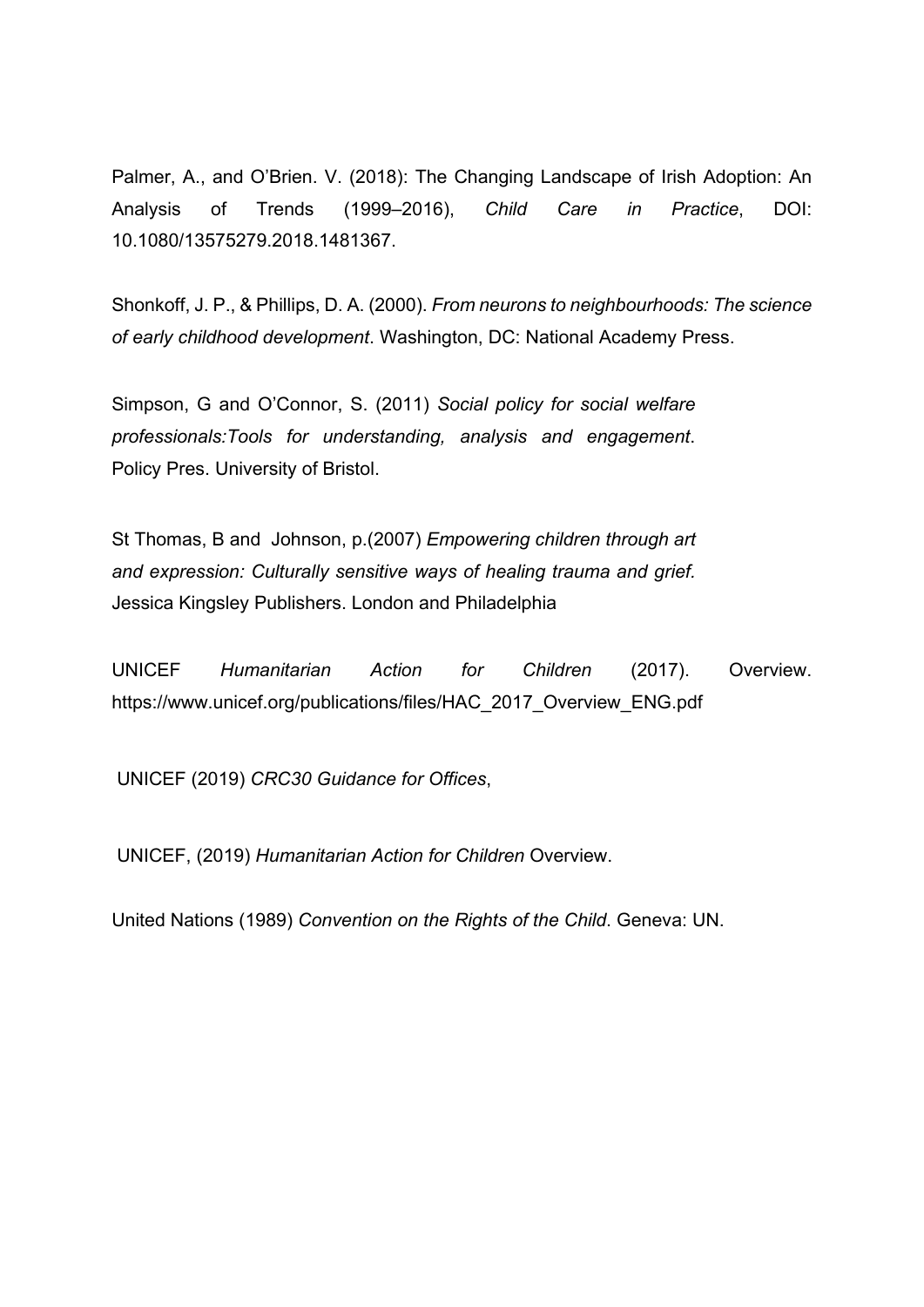Palmer, A., and O'Brien. V. (2018): The Changing Landscape of Irish Adoption: An Analysis of Trends (1999–2016), *Child Care in Practice*, DOI: 10.1080/13575279.2018.1481367.

Shonkoff, J. P., & Phillips, D. A. (2000). *From neurons to neighbourhoods: The science of early childhood development*. Washington, DC: National Academy Press.

Simpson, G and O'Connor, S. (2011) *Social policy for social welfare professionals:Tools for understanding, analysis and engagement*. Policy Pres. University of Bristol.

St Thomas, B and Johnson, p.(2007) *Empowering children through art and expression: Culturally sensitive ways of healing trauma and grief.* Jessica Kingsley Publishers. London and Philadelphia

UNICEF *Humanitarian Action for Children* (2017). Overview. https://www.unicef.org/publications/files/HAC_2017_Overview_ENG.pdf

UNICEF (2019) *CRC30 Guidance for Offices*,

UNICEF, (2019) *Humanitarian Action for Children* Overview.

United Nations (1989) *Convention on the Rights of the Child*. Geneva: UN.